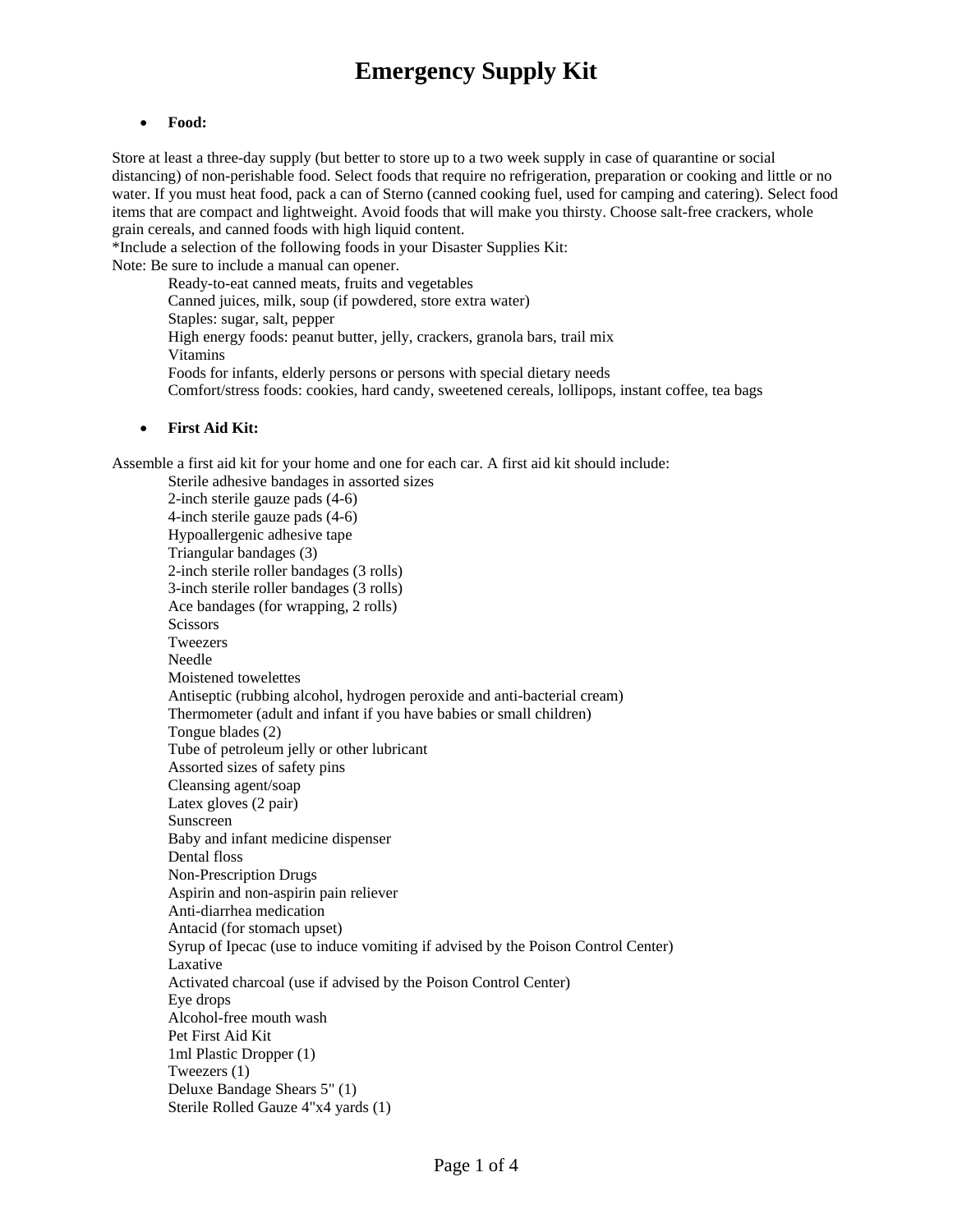# Emergency Supply Kit

- **Food:**

Store at least a three-day supply (but better to store up to a two week supply in case of quarantine or social distancing) of non-perishable food. Select foods that require no refrigeration, preparation or cooking and little or no water. If you must heat food, pack a can of Sterno (canned cooking fuel, used for camping and catering). Select food items that are compact and lightweight. Avoid foods that will make you thirsty. Choose salt-free crackers, whole grain cereals, and canned foods with high liquid content.
*Include a selection of the following foods in your Disaster Supplies Kit:
Note: Be sure to include a manual can opener.

Ready-to-eat canned meats, fruits and vegetables
Canned juices, milk, soup (if powdered, store extra water)
Staples: sugar, salt, pepper
High energy foods: peanut butter, jelly, crackers, granola bars, trail mix
Vitamins
Foods for infants, elderly persons or persons with special dietary needs
Comfort/stress foods: cookies, hard candy, sweetened cereals, lollipops, instant coffee, tea bags

- **First Aid Kit:**

Assemble a first aid kit for your home and one for each car. A first aid kit should include:

Sterile adhesive bandages in assorted sizes
2-inch sterile gauze pads (4-6)
4-inch sterile gauze pads (4-6)
Hypoallergenic adhesive tape
Triangular bandages (3)
2-inch sterile roller bandages (3 rolls)
3-inch sterile roller bandages (3 rolls)
Ace bandages (for wrapping, 2 rolls)
Scissors
Tweezers
Needle
Moistened towelettes
Antiseptic (rubbing alcohol, hydrogen peroxide and anti-bacterial cream)
Thermometer (adult and infant if you have babies or small children)
Tongue blades (2)
Tube of petroleum jelly or other lubricant
Assorted sizes of safety pins
Cleansing agent/soap
Latex gloves (2 pair)
Sunscreen
Baby and infant medicine dispenser
Dental floss
Non-Prescription Drugs
Aspirin and non-aspirin pain reliever
Anti-diarrhea medication
Antacid (for stomach upset)
Syrup of Ipecac (use to induce vomiting if advised by the Poison Control Center)
Laxative
Activated charcoal (use if advised by the Poison Control Center)
Eye drops
Alcohol-free mouth wash
Pet First Aid Kit
1ml Plastic Dropper (1)
Tweezers (1)
Deluxe Bandage Shears 5" (1)
Sterile Rolled Gauze 4"x4 yards (1)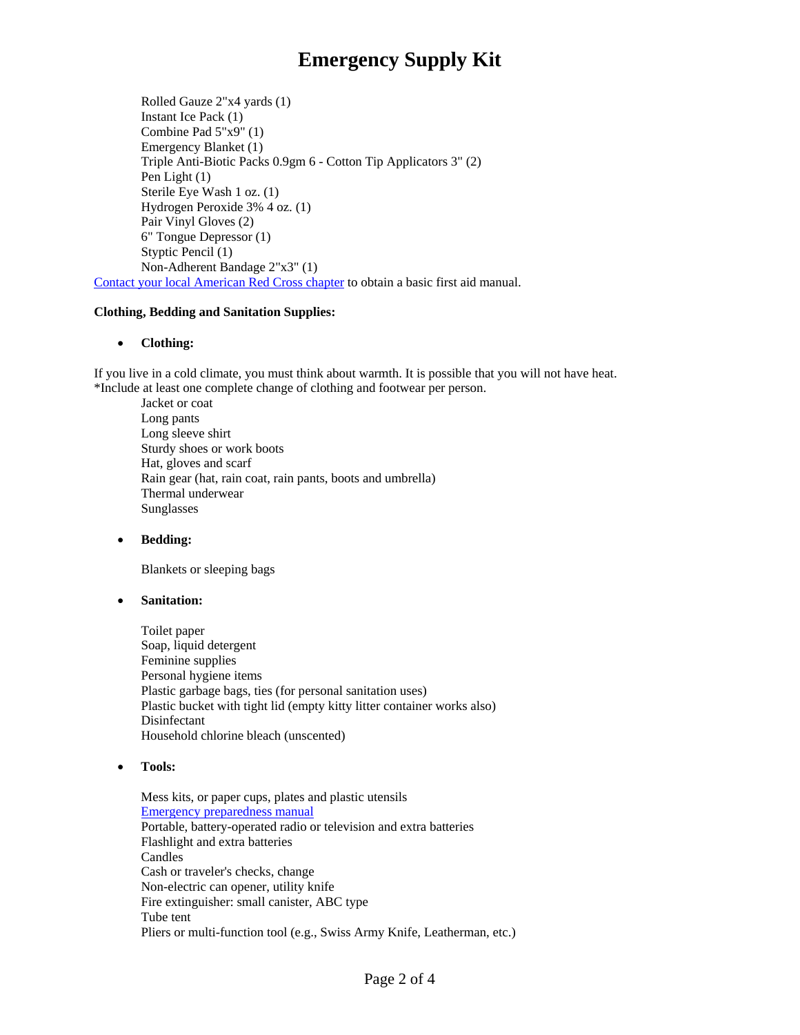# Emergency Supply Kit

Rolled Gauze 2"x4 yards (1)
Instant Ice Pack (1)
Combine Pad 5"x9" (1)
Emergency Blanket (1)
Triple Anti-Biotic Packs 0.9gm 6 - Cotton Tip Applicators 3" (2)
Pen Light (1)
Sterile Eye Wash 1 oz. (1)
Hydrogen Peroxide 3% 4 oz. (1)
Pair Vinyl Gloves (2)
6" Tongue Depressor (1)
Styptic Pencil (1)
Non-Adherent Bandage 2"x3" (1)

Contact your local American Red Cross chapter to obtain a basic first aid manual.

**Clothing, Bedding and Sanitation Supplies:**

- **Clothing:**

If you live in a cold climate, you must think about warmth. It is possible that you will not have heat.
*Include at least one complete change of clothing and footwear per person.

Jacket or coat
Long pants
Long sleeve shirt
Sturdy shoes or work boots
Hat, gloves and scarf
Rain gear (hat, rain coat, rain pants, boots and umbrella)
Thermal underwear
Sunglasses

- **Bedding:**

Blankets or sleeping bags

- **Sanitation:**

Toilet paper
Soap, liquid detergent
Feminine supplies
Personal hygiene items
Plastic garbage bags, ties (for personal sanitation uses)
Plastic bucket with tight lid (empty kitty litter container works also)
Disinfectant
Household chlorine bleach (unscented)

- **Tools:**

Mess kits, or paper cups, plates and plastic utensils
Emergency preparedness manual
Portable, battery-operated radio or television and extra batteries
Flashlight and extra batteries
Candles
Cash or traveler's checks, change
Non-electric can opener, utility knife
Fire extinguisher: small canister, ABC type
Tube tent
Pliers or multi-function tool (e.g., Swiss Army Knife, Leatherman, etc.)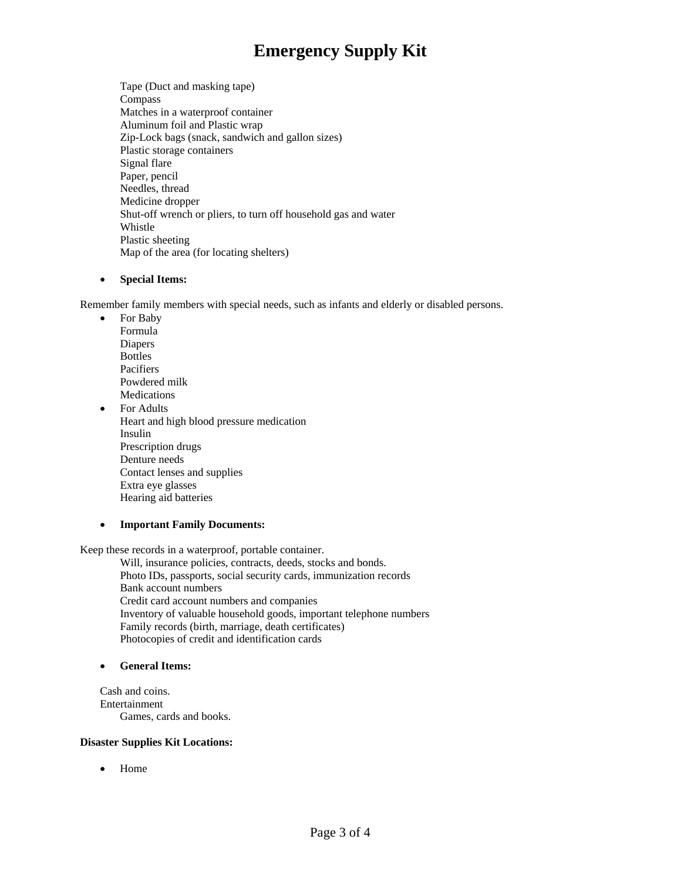Tape (Duct and masking tape)
Compass
Matches in a waterproof container
Aluminum foil and Plastic wrap
Zip-Lock bags (snack, sandwich and gallon sizes)
Plastic storage containers
Signal flare
Paper, pencil
Needles, thread
Medicine dropper
Shut-off wrench or pliers, to turn off household gas and water
Whistle
Plastic sheeting
Map of the area (for locating shelters)

- **Special Items:**

Remember family members with special needs, such as infants and elderly or disabled persons.

- For Baby
  Formula
  Diapers
  Bottles
  Pacifiers
  Powdered milk
  Medications
- For Adults
  Heart and high blood pressure medication
  Insulin
  Prescription drugs
  Denture needs
  Contact lenses and supplies
  Extra eye glasses
  Hearing aid batteries

- **Important Family Documents:**

Keep these records in a waterproof, portable container.

Will, insurance policies, contracts, deeds, stocks and bonds.
Photo IDs, passports, social security cards, immunization records
Bank account numbers
Credit card account numbers and companies
Inventory of valuable household goods, important telephone numbers
Family records (birth, marriage, death certificates)
Photocopies of credit and identification cards

- **General Items:**

Cash and coins.
Entertainment
Games, cards and books.

**Disaster Supplies Kit Locations:**

- Home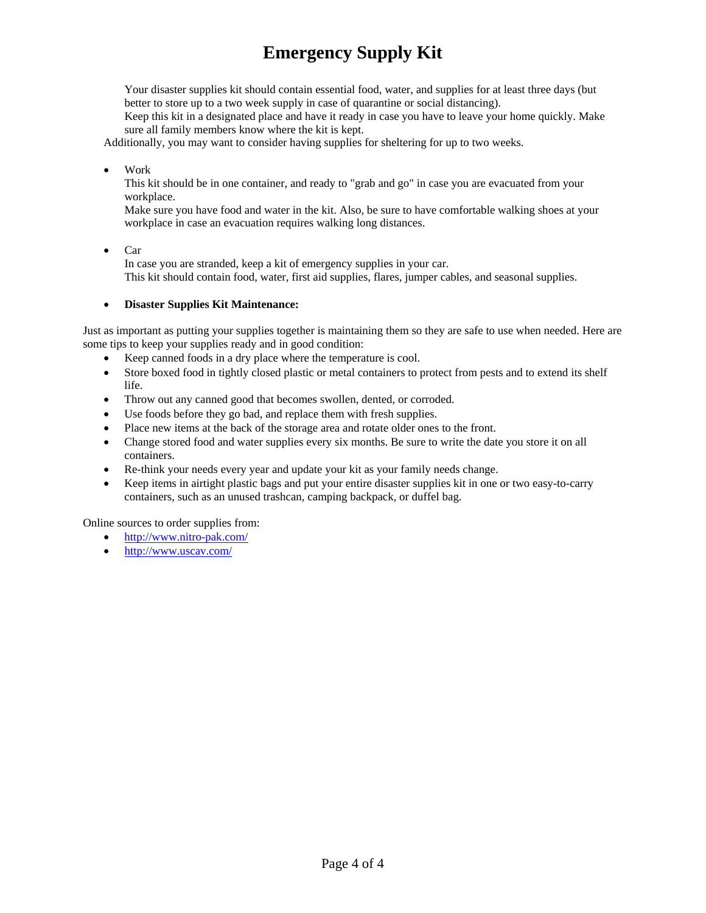# Emergency Supply Kit

Your disaster supplies kit should contain essential food, water, and supplies for at least three days (but better to store up to a two week supply in case of quarantine or social distancing).
Keep this kit in a designated place and have it ready in case you have to leave your home quickly. Make sure all family members know where the kit is kept.

Additionally, you may want to consider having supplies for sheltering for up to two weeks.

- Work
  This kit should be in one container, and ready to "grab and go" in case you are evacuated from your workplace.
  Make sure you have food and water in the kit. Also, be sure to have comfortable walking shoes at your workplace in case an evacuation requires walking long distances.

- Car
  In case you are stranded, keep a kit of emergency supplies in your car.
  This kit should contain food, water, first aid supplies, flares, jumper cables, and seasonal supplies.

- **Disaster Supplies Kit Maintenance:**

Just as important as putting your supplies together is maintaining them so they are safe to use when needed. Here are some tips to keep your supplies ready and in good condition:

- Keep canned foods in a dry place where the temperature is cool.
- Store boxed food in tightly closed plastic or metal containers to protect from pests and to extend its shelf life.
- Throw out any canned good that becomes swollen, dented, or corroded.
- Use foods before they go bad, and replace them with fresh supplies.
- Place new items at the back of the storage area and rotate older ones to the front.
- Change stored food and water supplies every six months. Be sure to write the date you store it on all containers.
- Re-think your needs every year and update your kit as your family needs change.
- Keep items in airtight plastic bags and put your entire disaster supplies kit in one or two easy-to-carry containers, such as an unused trashcan, camping backpack, or duffel bag.

Online sources to order supplies from:

- http://www.nitro-pak.com/
- http://www.uscav.com/